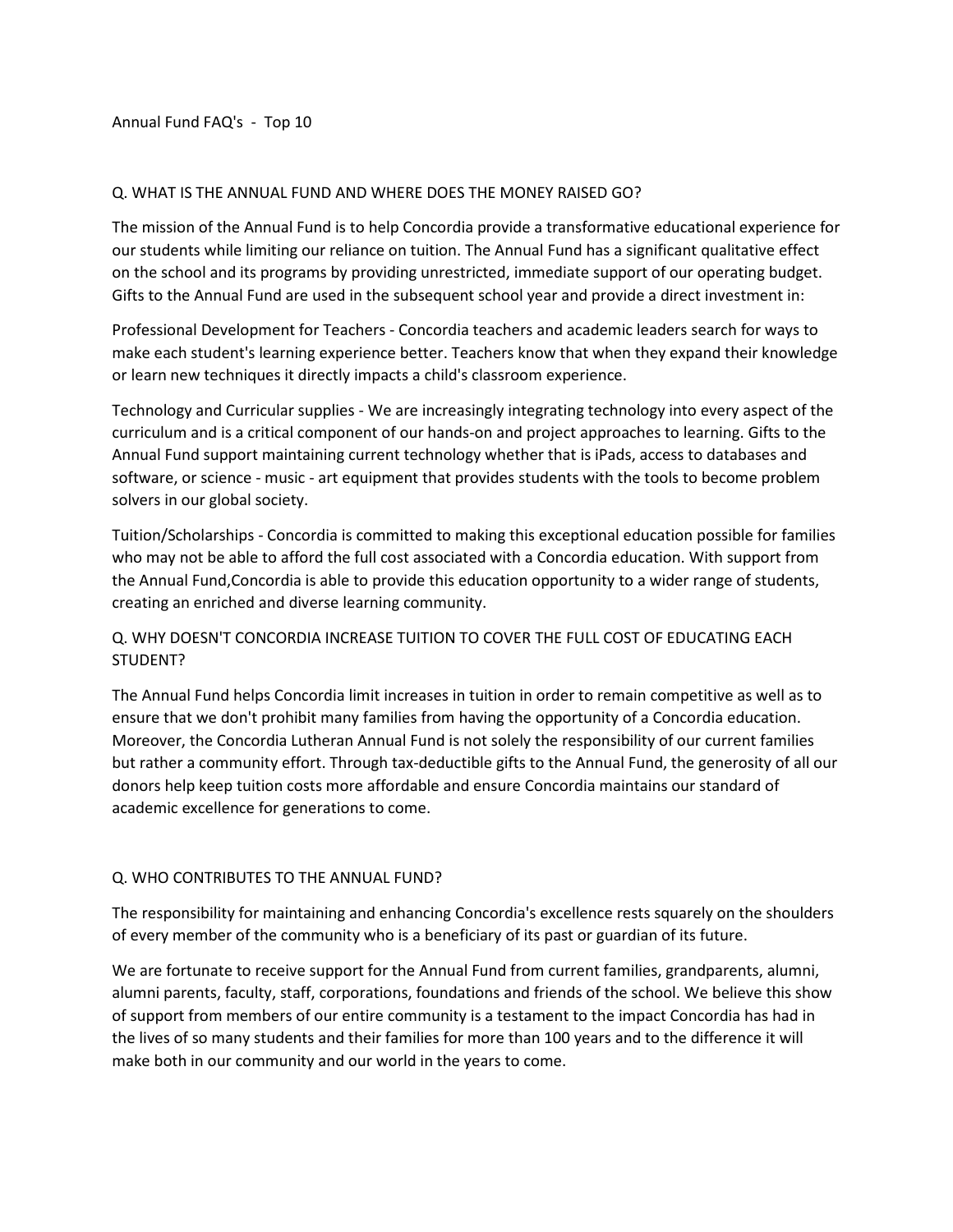# Annual Fund FAQ's - Top 10

## Q. WHAT IS THE ANNUAL FUND AND WHERE DOES THE MONEY RAISED GO?

The mission of the Annual Fund is to help Concordia provide a transformative educational experience for our students while limiting our reliance on tuition. The Annual Fund has a significant qualitative effect on the school and its programs by providing unrestricted, immediate support of our operating budget. Gifts to the Annual Fund are used in the subsequent school year and provide a direct investment in:

Professional Development for Teachers - Concordia teachers and academic leaders search for ways to make each student's learning experience better. Teachers know that when they expand their knowledge or learn new techniques it directly impacts a child's classroom experience.

Technology and Curricular supplies - We are increasingly integrating technology into every aspect of the curriculum and is a critical component of our hands-on and project approaches to learning. Gifts to the Annual Fund support maintaining current technology whether that is iPads, access to databases and software, or science - music - art equipment that provides students with the tools to become problem solvers in our global society.

Tuition/Scholarships - Concordia is committed to making this exceptional education possible for families who may not be able to afford the full cost associated with a Concordia education. With support from the Annual Fund,Concordia is able to provide this education opportunity to a wider range of students, creating an enriched and diverse learning community.

## Q. WHY DOESN'T CONCORDIA INCREASE TUITION TO COVER THE FULL COST OF EDUCATING EACH STUDENT?

The Annual Fund helps Concordia limit increases in tuition in order to remain competitive as well as to ensure that we don't prohibit many families from having the opportunity of a Concordia education. Moreover, the Concordia Lutheran Annual Fund is not solely the responsibility of our current families but rather a community effort. Through tax-deductible gifts to the Annual Fund, the generosity of all our donors help keep tuition costs more affordable and ensure Concordia maintains our standard of academic excellence for generations to come.

## Q. WHO CONTRIBUTES TO THE ANNUAL FUND?

The responsibility for maintaining and enhancing Concordia's excellence rests squarely on the shoulders of every member of the community who is a beneficiary of its past or guardian of its future.

We are fortunate to receive support for the Annual Fund from current families, grandparents, alumni, alumni parents, faculty, staff, corporations, foundations and friends of the school. We believe this show of support from members of our entire community is a testament to the impact Concordia has had in the lives of so many students and their families for more than 100 years and to the difference it will make both in our community and our world in the years to come.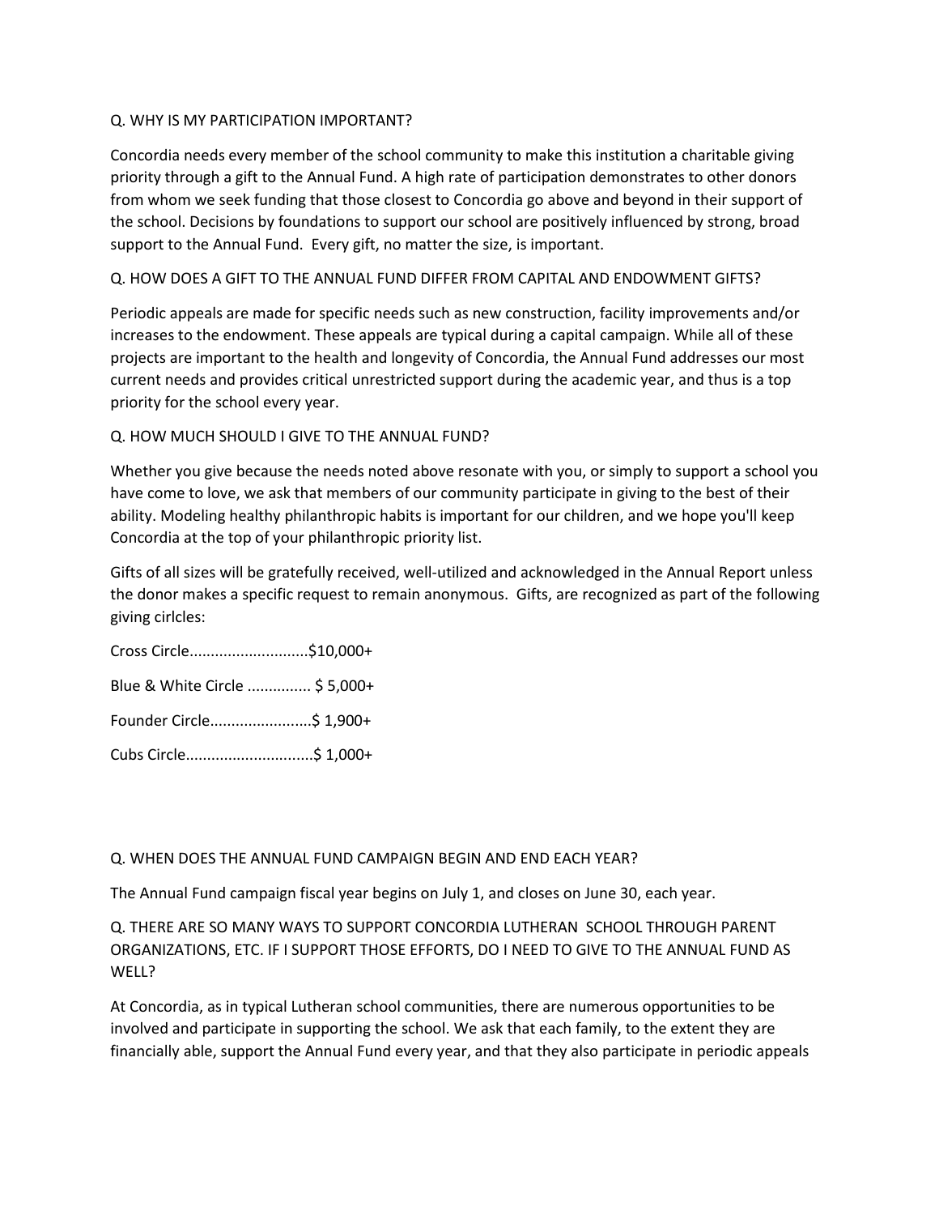Q. WHY IS MY PARTICIPATION IMPORTANT?

Concordia needs every member of the school community to make this institution a charitable giving priority through a gift to the Annual Fund. A high rate of participation demonstrates to other donors from whom we seek funding that those closest to Concordia go above and beyond in their support of the school. Decisions by foundations to support our school are positively influenced by strong, broad support to the Annual Fund. Every gift, no matter the size, is important.

Q. HOW DOES A GIFT TO THE ANNUAL FUND DIFFER FROM CAPITAL AND ENDOWMENT GIFTS?

Periodic appeals are made for specific needs such as new construction, facility improvements and/or increases to the endowment. These appeals are typical during a capital campaign. While all of these projects are important to the health and longevity of Concordia, the Annual Fund addresses our most current needs and provides critical unrestricted support during the academic year, and thus is a top priority for the school every year.

Q. HOW MUCH SHOULD I GIVE TO THE ANNUAL FUND?

Whether you give because the needs noted above resonate with you, or simply to support a school you have come to love, we ask that members of our community participate in giving to the best of their ability. Modeling healthy philanthropic habits is important for our children, and we hope you'll keep Concordia at the top of your philanthropic priority list.

Gifts of all sizes will be gratefully received, well-utilized and acknowledged in the Annual Report unless the donor makes a specific request to remain anonymous. Gifts, are recognized as part of the following giving cirlcles:

Cross Circle............................$10,000+

Blue & White Circle .............. $ 5,000+

Founder Circle.......................$ 1,900+

Cubs Circle.............................$ 1,000+

Q. WHEN DOES THE ANNUAL FUND CAMPAIGN BEGIN AND END EACH YEAR?

The Annual Fund campaign fiscal year begins on July 1, and closes on June 30, each year.

Q. THERE ARE SO MANY WAYS TO SUPPORT CONCORDIA LUTHERAN SCHOOL THROUGH PARENT ORGANIZATIONS, ETC. IF I SUPPORT THOSE EFFORTS, DO I NEED TO GIVE TO THE ANNUAL FUND AS WELL?

At Concordia, as in typical Lutheran school communities, there are numerous opportunities to be involved and participate in supporting the school. We ask that each family, to the extent they are financially able, support the Annual Fund every year, and that they also participate in periodic appeals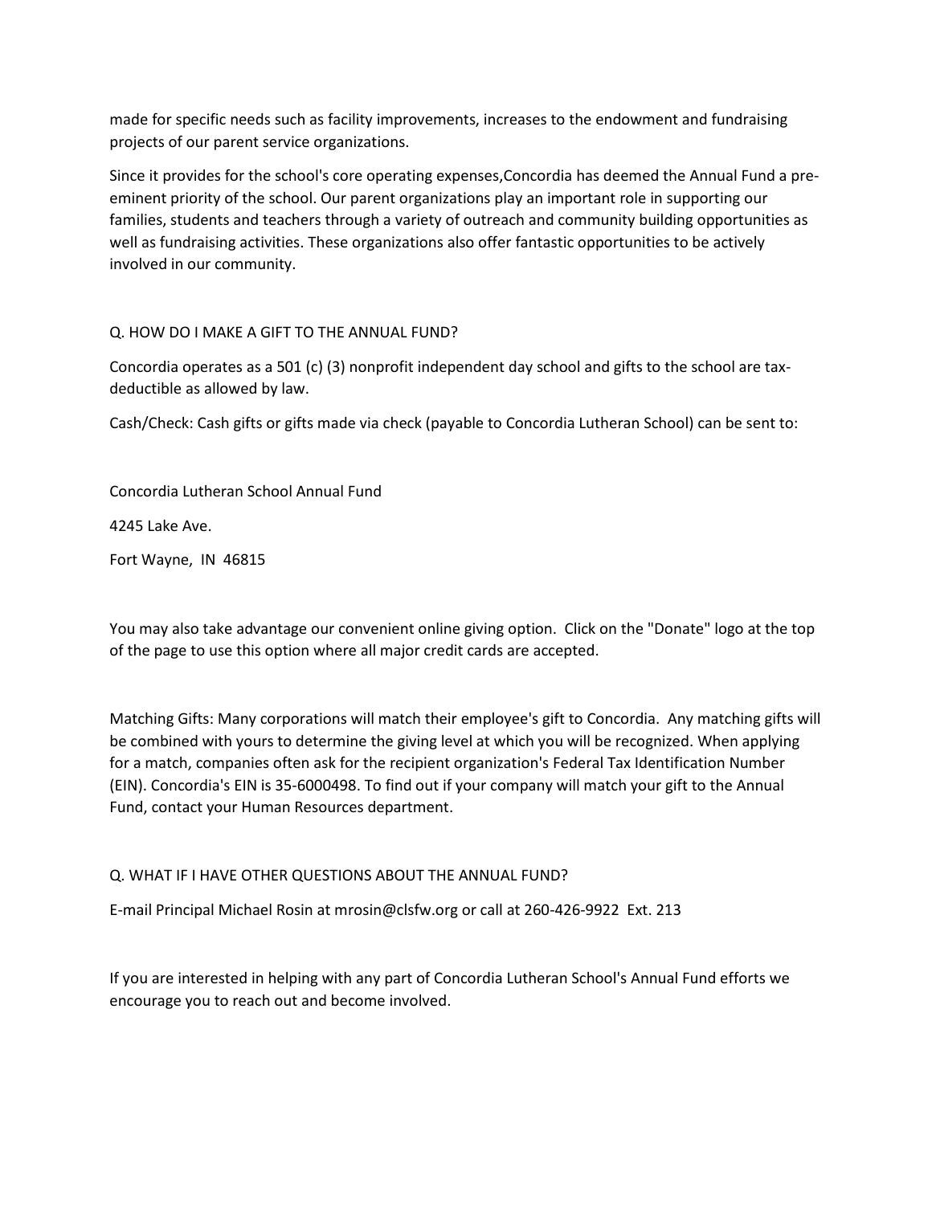made for specific needs such as facility improvements, increases to the endowment and fundraising projects of our parent service organizations.

Since it provides for the school's core operating expenses,Concordia has deemed the Annual Fund a pre-eminent priority of the school. Our parent organizations play an important role in supporting our families, students and teachers through a variety of outreach and community building opportunities as well as fundraising activities. These organizations also offer fantastic opportunities to be actively involved in our community.

Q. HOW DO I MAKE A GIFT TO THE ANNUAL FUND?

Concordia operates as a 501 (c) (3) nonprofit independent day school and gifts to the school are tax-deductible as allowed by law.

Cash/Check: Cash gifts or gifts made via check (payable to Concordia Lutheran School) can be sent to:

Concordia Lutheran School Annual Fund

4245 Lake Ave.

Fort Wayne, IN 46815

You may also take advantage our convenient online giving option. Click on the "Donate" logo at the top of the page to use this option where all major credit cards are accepted.

Matching Gifts: Many corporations will match their employee's gift to Concordia. Any matching gifts will be combined with yours to determine the giving level at which you will be recognized. When applying for a match, companies often ask for the recipient organization's Federal Tax Identification Number (EIN). Concordia's EIN is 35-6000498. To find out if your company will match your gift to the Annual Fund, contact your Human Resources department.

Q. WHAT IF I HAVE OTHER QUESTIONS ABOUT THE ANNUAL FUND?

E-mail Principal Michael Rosin at mrosin@clsfw.org or call at 260-426-9922 Ext. 213

If you are interested in helping with any part of Concordia Lutheran School's Annual Fund efforts we encourage you to reach out and become involved.